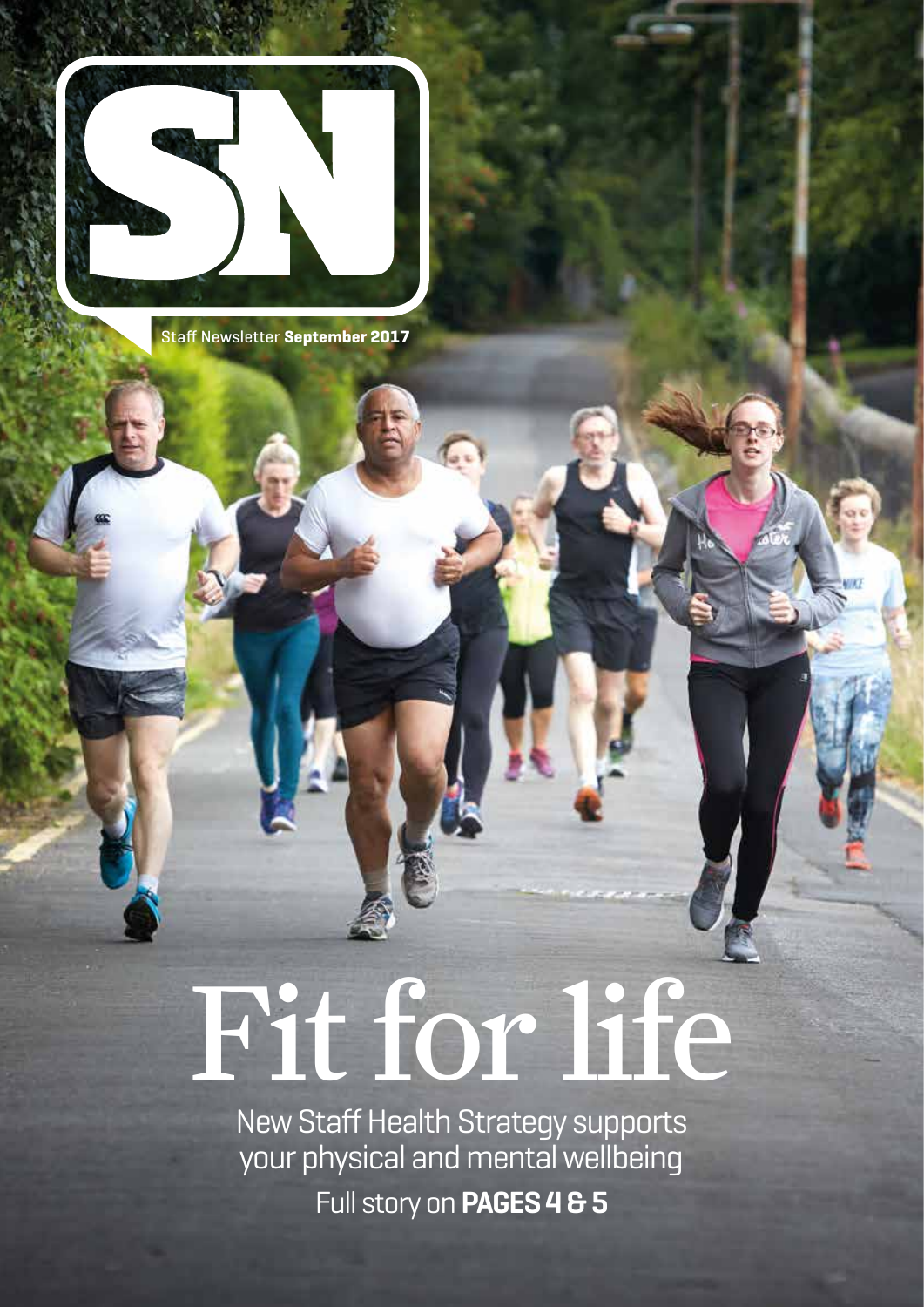# SN

Staff Newsletter **September 2017**

# Fit for life

New Staff Health Strategy supports your physical and mental wellbeing

Full story on **PAGES 4 & 5**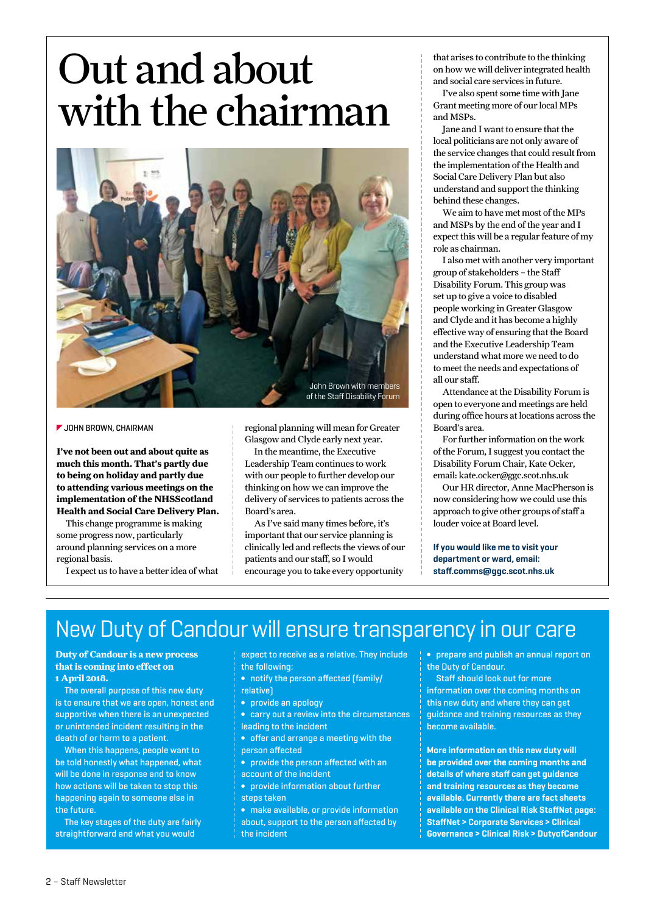# Out and about with the chairman

John Brown with members of the Staff Disability Forum

JOHN BROWN, CHAIRMAN

**I've not been out and about quite as much this month. That's partly due to being on holiday and partly due to attending various meetings on the implementation of the NHSScotland Health and Social Care Delivery Plan.**

This change programme is making some progress now, particularly around planning services on a more regional basis.

I expect us to have a better idea of what regional planning will mean for Greater Glasgow and Clyde early next year.

In the meantime, the Executive Leadership Team continues to work with our people to further develop our thinking on how we can improve the delivery of services to patients across the Board's area.

As I've said many times before, it's important that our service planning is clinically led and reflects the views of our patients and our staff, so I would encourage you to take every opportunity that arises to contribute to the thinking on how we will deliver integrated health and social care services in future.

I've also spent some time with Jane Grant meeting more of our local MPs and MSPs.

Jane and I want to ensure that the local politicians are not only aware of the service changes that could result from the implementation of the Health and Social Care Delivery Plan but also understand and support the thinking behind these changes.

We aim to have met most of the MPs and MSPs by the end of the year and I expect this will be a regular feature of my role as chairman.

I also met with another very important group of stakeholders – the Staff Disability Forum. This group was set up to give a voice to disabled people working in Greater Glasgow and Clyde and it has become a highly effective way of ensuring that the Board and the Executive Leadership Team understand what more we need to do to meet the needs and expectations of all our staff.

Attendance at the Disability Forum is open to everyone and meetings are held during office hours at locations across the Board's area.

For further information on the work of the Forum, I suggest you contact the Disability Forum Chair, Kate Ocker, email: kate.ocker@ggc.scot.nhs.uk

Our HR director, Anne MacPherson is now considering how we could use this approach to give other groups of staff a louder voice at Board level.

**If you would like me to visit your department or ward, email: staff.comms@ggc.scot.nhs.uk**

# New Duty of Candour will ensure transparency in our care

**Duty of Candour is a new process that is coming into effect on 1 April 2018.**

The overall purpose of this new duty is to ensure that we are open, honest and supportive when there is an unexpected or unintended incident resulting in the death of or harm to a patient.

When this happens, people want to be told honestly what happened, what will be done in response and to know how actions will be taken to stop this happening again to someone else in the future.

The key stages of the duty are fairly straightforward and what you would expect to receive as a relative. They include the following:

- notify the person affected (family/relative)
- provide an apology
- carry out a review into the circumstances leading to the incident
- offer and arrange a meeting with the person affected
- provide the person affected with an account of the incident
- provide information about further steps taken
- make available, or provide information about, support to the person affected by the incident
- prepare and publish an annual report on the Duty of Candour.

Staff should look out for more information over the coming months on this new duty and where they can get guidance and training resources as they become available.

**More information on this new duty will be provided over the coming months and details of where staff can get guidance and training resources as they become available. Currently there are fact sheets available on the Clinical Risk StaffNet page: StaffNet > Corporate Services > Clinical Governance > Clinical Risk > DutyofCandour**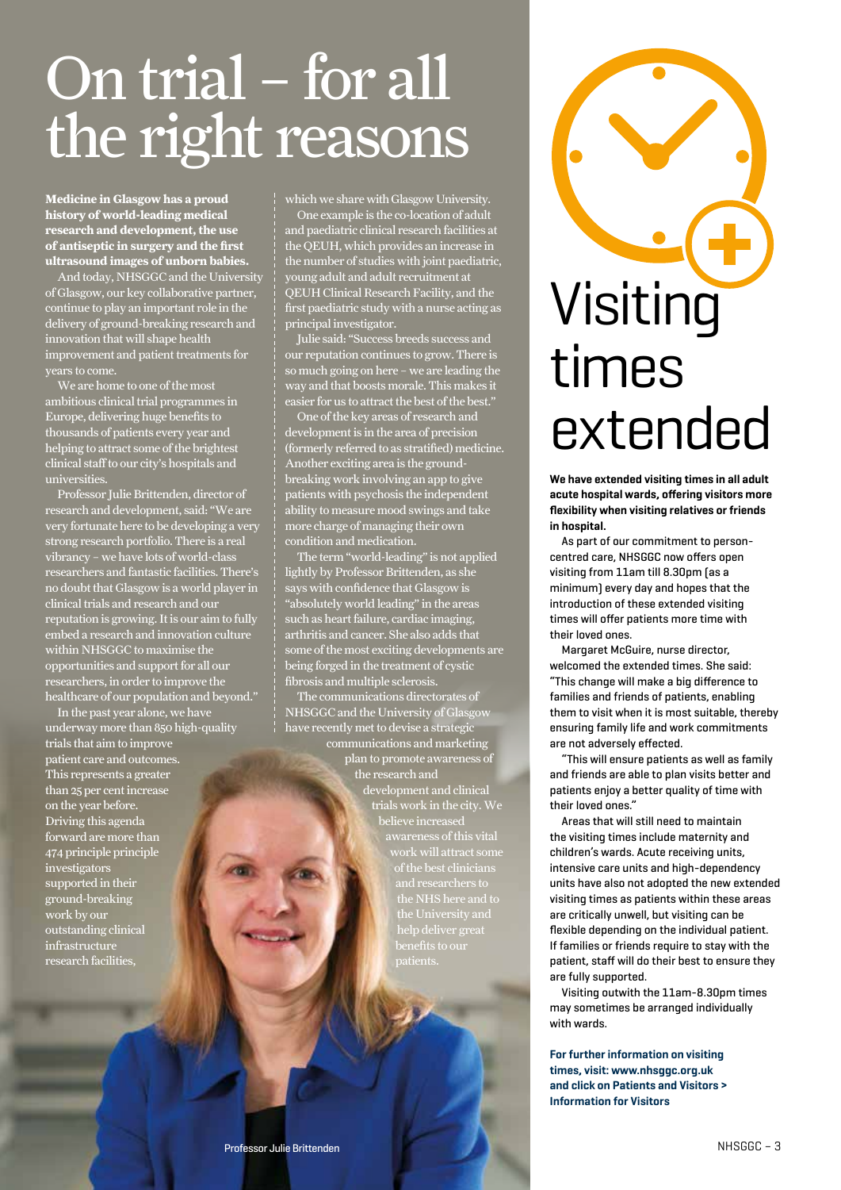# On trial – for all the right reasons

**Medicine in Glasgow has a proud history of world-leading medical research and development, the use of antiseptic in surgery and the first ultrasound images of unborn babies.**

And today, NHSGGC and the University of Glasgow, our key collaborative partner, continue to play an important role in the delivery of ground-breaking research and innovation that will shape health improvement and patient treatments for years to come.

We are home to one of the most ambitious clinical trial programmes in Europe, delivering huge benefits to thousands of patients every year and helping to attract some of the brightest clinical staff to our city's hospitals and universities.

Professor Julie Brittenden, director of research and development, said: "We are very fortunate here to be developing a very strong research portfolio. There is a real vibrancy – we have lots of world-class researchers and fantastic facilities. There's no doubt that Glasgow is a world player in clinical trials and research and our reputation is growing. It is our aim to fully embed a research and innovation culture within NHSGGC to maximise the opportunities and support for all our researchers, in order to improve the healthcare of our population and beyond."

In the past year alone, we have underway more than 850 high-quality trials that aim to improve patient care and outcomes. This represents a greater than 25 per cent increase on the year before. Driving this agenda forward are more than 474 principle principle investigators supported in their ground-breaking work by our outstanding clinical infrastructure research facilities, which we share with Glasgow University.

One example is the co-location of adult and paediatric clinical research facilities at the QEUH, which provides an increase in the number of studies with joint paediatric, young adult and adult recruitment at QEUH Clinical Research Facility, and the first paediatric study with a nurse acting as principal investigator.

Julie said: "Success breeds success and our reputation continues to grow. There is so much going on here – we are leading the way and that boosts morale. This makes it easier for us to attract the best of the best."

One of the key areas of research and development is in the area of precision (formerly referred to as stratified) medicine. Another exciting area is the ground-breaking work involving an app to give patients with psychosis the independent ability to measure mood swings and take more charge of managing their own condition and medication.

The term "world-leading" is not applied lightly by Professor Brittenden, as she says with confidence that Glasgow is "absolutely world leading" in the areas such as heart failure, cardiac imaging, arthritis and cancer. She also adds that some of the most exciting developments are being forged in the treatment of cystic fibrosis and multiple sclerosis.

The communications directorates of NHSGGC and the University of Glasgow have recently met to devise a strategic communications and marketing plan to promote awareness of the research and development and clinical trials work in the city. We believe increased awareness of this vital work will attract some of the best clinicians and researchers to the NHS here and to the University and help deliver great benefits to our patients.

Professor Julie Brittenden

# Visiting times extended

**We have extended visiting times in all adult acute hospital wards, offering visitors more flexibility when visiting relatives or friends in hospital.**

As part of our commitment to person-centred care, NHSGGC now offers open visiting from 11am till 8.30pm (as a minimum) every day and hopes that the introduction of these extended visiting times will offer patients more time with their loved ones.

Margaret McGuire, nurse director, welcomed the extended times. She said: "This change will make a big difference to families and friends of patients, enabling them to visit when it is most suitable, thereby ensuring family life and work commitments are not adversely effected.

"This will ensure patients as well as family and friends are able to plan visits better and patients enjoy a better quality of time with their loved ones."

Areas that will still need to maintain the visiting times include maternity and children's wards. Acute receiving units, intensive care units and high-dependency units have also not adopted the new extended visiting times as patients within these areas are critically unwell, but visiting can be flexible depending on the individual patient. If families or friends require to stay with the patient, staff will do their best to ensure they are fully supported.

Visiting outwith the 11am-8.30pm times may sometimes be arranged individually with wards.

**For further information on visiting times, visit: www.nhsggc.org.uk and click on Patients and Visitors > Information for Visitors**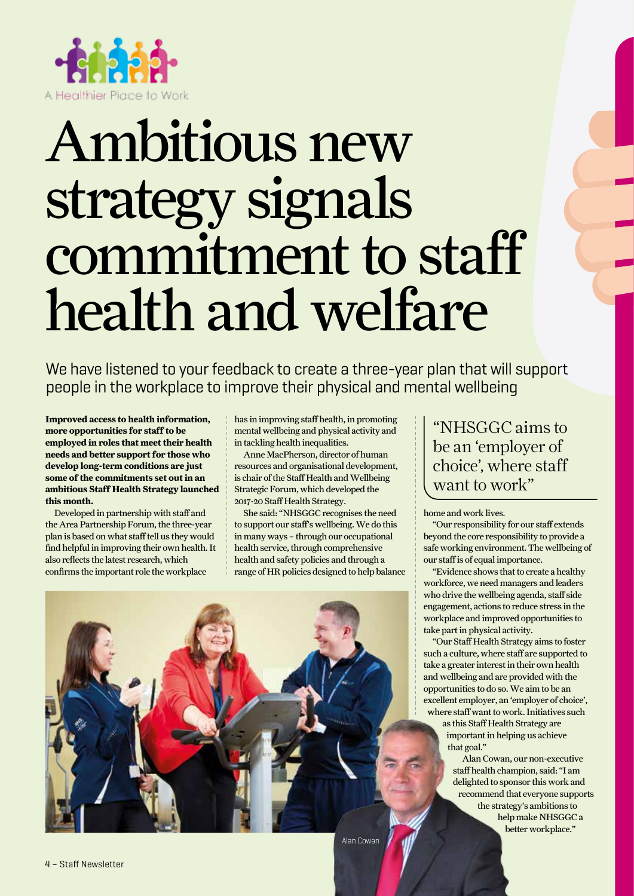A Healthier Place to Work

# Ambitious new strategy signals commitment to staff health and welfare

We have listened to your feedback to create a three-year plan that will support people in the workplace to improve their physical and mental wellbeing

**Improved access to health information, more opportunities for staff to be employed in roles that meet their health needs and better support for those who develop long-term conditions are just some of the commitments set out in an ambitious Staff Health Strategy launched this month.**

Developed in partnership with staff and the Area Partnership Forum, the three-year plan is based on what staff tell us they would find helpful in improving their own health. It also reflects the latest research, which confirms the important role the workplace has in improving staff health, in promoting mental wellbeing and physical activity and in tackling health inequalities.

Anne MacPherson, director of human resources and organisational development, is chair of the Staff Health and Wellbeing Strategic Forum, which developed the 2017-20 Staff Health Strategy.

She said: "NHSGGC recognises the need to support our staff's wellbeing. We do this in many ways – through our occupational health service, through comprehensive health and safety policies and through a range of HR policies designed to help balance home and work lives.

> "NHSGGC aims to be an 'employer of choice', where staff want to work"

"Our responsibility for our staff extends beyond the core responsibility to provide a safe working environment. The wellbeing of our staff is of equal importance.

"Evidence shows that to create a healthy workforce, we need managers and leaders who drive the wellbeing agenda, staff side engagement, actions to reduce stress in the workplace and improved opportunities to take part in physical activity.

"Our Staff Health Strategy aims to foster such a culture, where staff are supported to take a greater interest in their own health and wellbeing and are provided with the opportunities to do so. We aim to be an excellent employer, an 'employer of choice', where staff want to work. Initiatives such as this Staff Health Strategy are important in helping us achieve that goal."

Alan Cowan, our non-executive staff health champion, said: "I am delighted to sponsor this work and recommend that everyone supports the strategy's ambitions to help make NHSGGC a better workplace."

Alan Cowan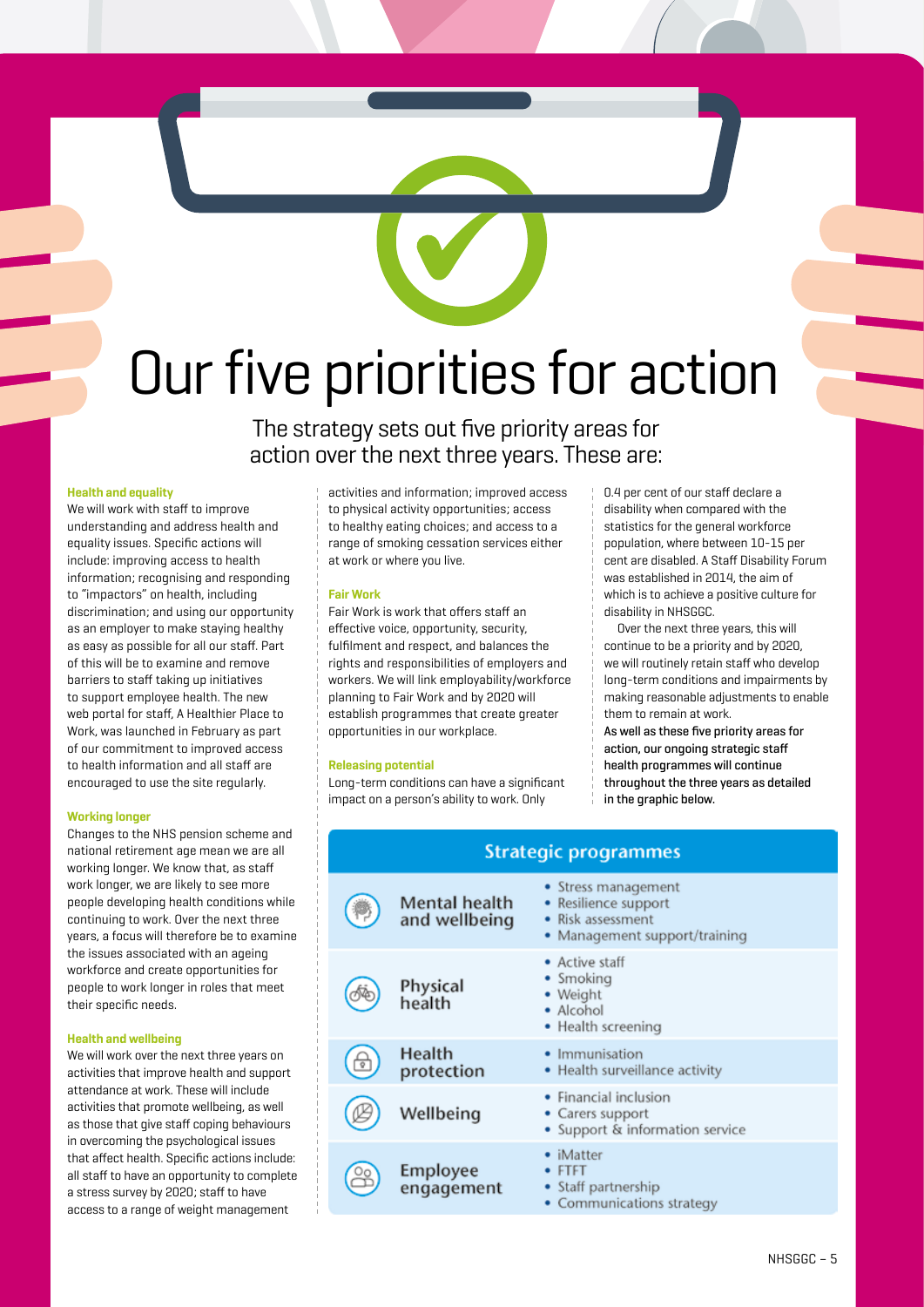# Our five priorities for action

The strategy sets out five priority areas for action over the next three years. These are:

### Health and equality

We will work with staff to improve understanding and address health and equality issues. Specific actions will include: improving access to health information; recognising and responding to "impactors" on health, including discrimination; and using our opportunity as an employer to make staying healthy as easy as possible for all our staff. Part of this will be to examine and remove barriers to staff taking up initiatives to support employee health. The new web portal for staff, A Healthier Place to Work, was launched in February as part of our commitment to improved access to health information and all staff are encouraged to use the site regularly.

### Working longer

Changes to the NHS pension scheme and national retirement age mean we are all working longer. We know that, as staff work longer, we are likely to see more people developing health conditions while continuing to work. Over the next three years, a focus will therefore be to examine the issues associated with an ageing workforce and create opportunities for people to work longer in roles that meet their specific needs.

### Health and wellbeing

We will work over the next three years on activities that improve health and support attendance at work. These will include activities that promote wellbeing, as well as those that give staff coping behaviours in overcoming the psychological issues that affect health. Specific actions include: all staff to have an opportunity to complete a stress survey by 2020; staff to have access to a range of weight management activities and information; improved access to physical activity opportunities; access to healthy eating choices; and access to a range of smoking cessation services either at work or where you live.

### Fair Work

Fair Work is work that offers staff an effective voice, opportunity, security, fulfilment and respect, and balances the rights and responsibilities of employers and workers. We will link employability/workforce planning to Fair Work and by 2020 will establish programmes that create greater opportunities in our workplace.

### Releasing potential

Long-term conditions can have a significant impact on a person's ability to work. Only 0.4 per cent of our staff declare a disability when compared with the statistics for the general workforce population, where between 10-15 per cent are disabled. A Staff Disability Forum was established in 2014, the aim of which is to achieve a positive culture for disability in NHSGGC.

Over the next three years, this will continue to be a priority and by 2020, we will routinely retain staff who develop long-term conditions and impairments by making reasonable adjustments to enable them to remain at work.

**As well as these five priority areas for action, our ongoing strategic staff health programmes will continue throughout the three years as detailed in the graphic below.**

| Strategic programmes | |
|---|---|
| Mental health and wellbeing | • Stress management<br>• Resilience support<br>• Risk assessment<br>• Management support/training |
| Physical health | • Active staff<br>• Smoking<br>• Weight<br>• Alcohol<br>• Health screening |
| Health protection | • Immunisation<br>• Health surveillance activity |
| Wellbeing | • Financial inclusion<br>• Carers support<br>• Support & information service |
| Employee engagement | • iMatter<br>• FTFT<br>• Staff partnership<br>• Communications strategy |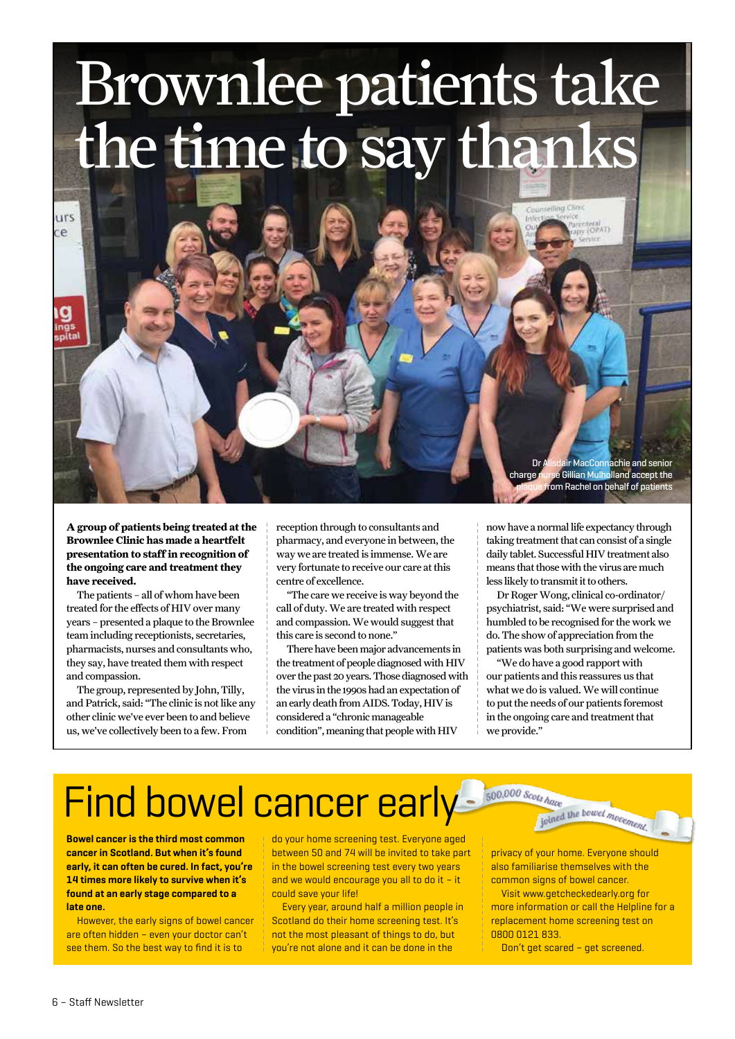# Brownlee patients take the time to say thanks

Dr Alisdair MacConnachie and senior charge nurse Gillian Mulholland accept the plaque from Rachel on behalf of patients

**A group of patients being treated at the Brownlee Clinic has made a heartfelt presentation to staff in recognition of the ongoing care and treatment they have received.**

The patients – all of whom have been treated for the effects of HIV over many years – presented a plaque to the Brownlee team including receptionists, secretaries, pharmacists, nurses and consultants who, they say, have treated them with respect and compassion.

The group, represented by John, Tilly, and Patrick, said: "The clinic is not like any other clinic we've ever been to and believe us, we've collectively been to a few. From reception through to consultants and pharmacy, and everyone in between, the way we are treated is immense. We are very fortunate to receive our care at this centre of excellence.

"The care we receive is way beyond the call of duty. We are treated with respect and compassion. We would suggest that this care is second to none."

There have been major advancements in the treatment of people diagnosed with HIV over the past 20 years. Those diagnosed with the virus in the 1990s had an expectation of an early death from AIDS. Today, HIV is considered a "chronic manageable condition", meaning that people with HIV now have a normal life expectancy through taking treatment that can consist of a single daily tablet. Successful HIV treatment also means that those with the virus are much less likely to transmit it to others.

Dr Roger Wong, clinical co-ordinator/psychiatrist, said: "We were surprised and humbled to be recognised for the work we do. The show of appreciation from the patients was both surprising and welcome.

"We do have a good rapport with our patients and this reassures us that what we do is valued. We will continue to put the needs of our patients foremost in the ongoing care and treatment that we provide."

# Find bowel cancer early

500,000 Scots have joined the bowel movement.

**Bowel cancer is the third most common cancer in Scotland. But when it's found early, it can often be cured. In fact, you're 14 times more likely to survive when it's found at an early stage compared to a late one.**

However, the early signs of bowel cancer are often hidden – even your doctor can't see them. So the best way to find it is to do your home screening test. Everyone aged between 50 and 74 will be invited to take part in the bowel screening test every two years and we would encourage you all to do it – it could save your life!

Every year, around half a million people in Scotland do their home screening test. It's not the most pleasant of things to do, but you're not alone and it can be done in the privacy of your home. Everyone should also familiarise themselves with the common signs of bowel cancer.

Visit www.getcheckedearly.org for more information or call the Helpline for a replacement home screening test on 0800 0121 833.

Don't get scared – get screened.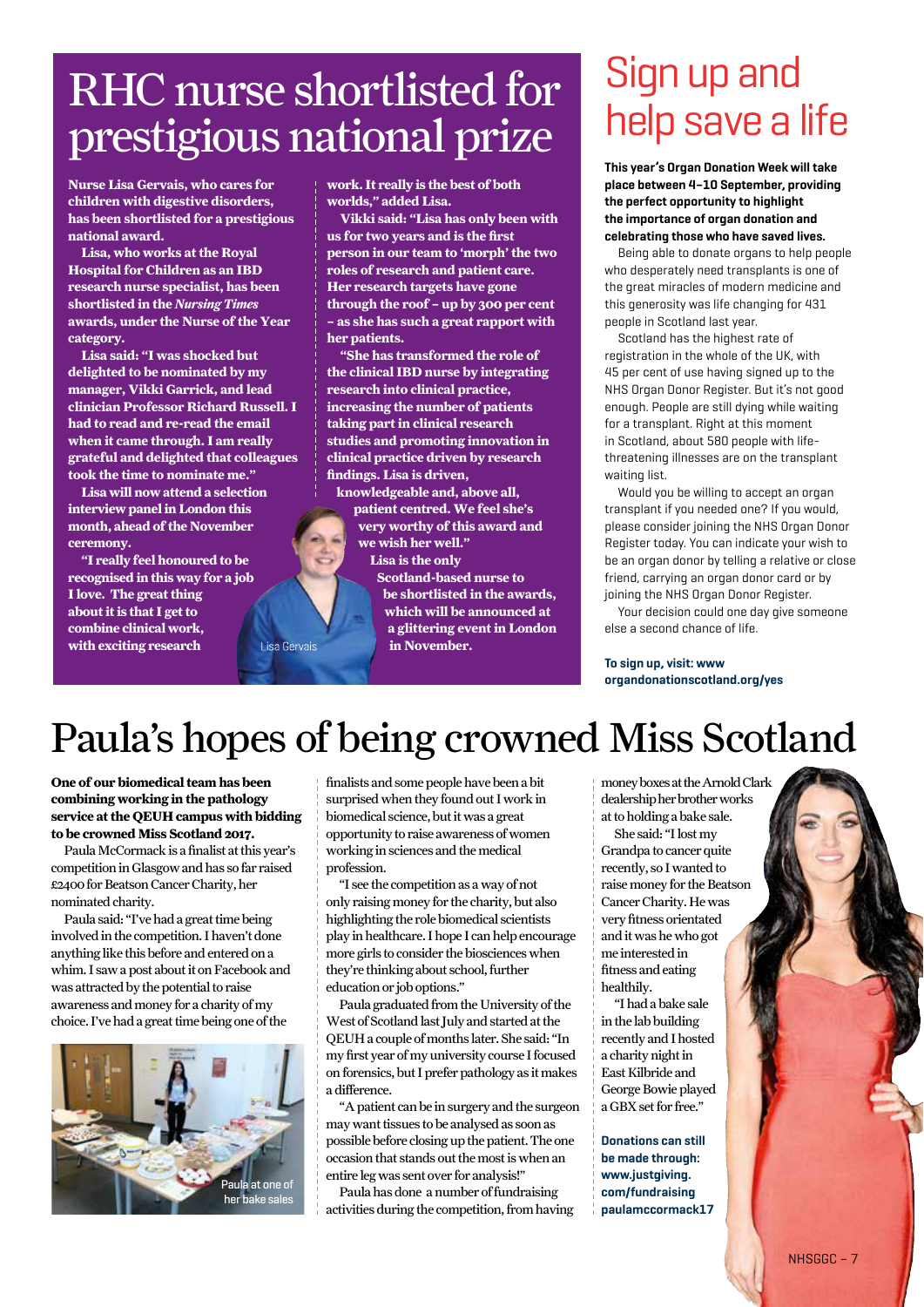# RHC nurse shortlisted for prestigious national prize

**Nurse Lisa Gervais, who cares for children with digestive disorders, has been shortlisted for a prestigious national award.**

**Lisa, who works at the Royal Hospital for Children as an IBD research nurse specialist, has been shortlisted in the *Nursing Times* awards, under the Nurse of the Year category.**

**Lisa said: "I was shocked but delighted to be nominated by my manager, Vikki Garrick, and lead clinician Professor Richard Russell. I had to read and re-read the email when it came through. I am really grateful and delighted that colleagues took the time to nominate me."**

**Lisa will now attend a selection interview panel in London this month, ahead of the November ceremony.**

**"I really feel honoured to be recognised in this way for a job I love. The great thing about it is that I get to combine clinical work, with exciting research work. It really is the best of both worlds," added Lisa.**

**Vikki said: "Lisa has only been with us for two years and is the first person in our team to 'morph' the two roles of research and patient care. Her research targets have gone through the roof – up by 300 per cent – as she has such a great rapport with her patients.**

**"She has transformed the role of the clinical IBD nurse by integrating research into clinical practice, increasing the number of patients taking part in clinical research studies and promoting innovation in clinical practice driven by research findings. Lisa is driven, knowledgeable and, above all, patient centred. We feel she's very worthy of this award and we wish her well."**

**Lisa is the only Scotland-based nurse to be shortlisted in the awards, which will be announced at a glittering event in London in November.**

Lisa Gervais

# Sign up and help save a life

**This year's Organ Donation Week will take place between 4–10 September, providing the perfect opportunity to highlight the importance of organ donation and celebrating those who have saved lives.**

Being able to donate organs to help people who desperately need transplants is one of the great miracles of modern medicine and this generosity was life changing for 431 people in Scotland last year.

Scotland has the highest rate of registration in the whole of the UK, with 45 per cent of use having signed up to the NHS Organ Donor Register. But it's not good enough. People are still dying while waiting for a transplant. Right at this moment in Scotland, about 580 people with life-threatening illnesses are on the transplant waiting list.

Would you be willing to accept an organ transplant if you needed one? If you would, please consider joining the NHS Organ Donor Register today. You can indicate your wish to be an organ donor by telling a relative or close friend, carrying an organ donor card or by joining the NHS Organ Donor Register.

Your decision could one day give someone else a second chance of life.

**To sign up, visit: www organdonationscotland.org/yes**

# Paula's hopes of being crowned Miss Scotland

**One of our biomedical team has been combining working in the pathology service at the QEUH campus with bidding to be crowned Miss Scotland 2017.**

Paula McCormack is a finalist at this year's competition in Glasgow and has so far raised £2400 for Beatson Cancer Charity, her nominated charity.

Paula said: "I've had a great time being involved in the competition. I haven't done anything like this before and entered on a whim. I saw a post about it on Facebook and was attracted by the potential to raise awareness and money for a charity of my choice. I've had a great time being one of the finalists and some people have been a bit surprised when they found out I work in biomedical science, but it was a great opportunity to raise awareness of women working in sciences and the medical profession.

"I see the competition as a way of not only raising money for the charity, but also highlighting the role biomedical scientists play in healthcare. I hope I can help encourage more girls to consider the biosciences when they're thinking about school, further education or job options."

Paula graduated from the University of the West of Scotland last July and started at the QEUH a couple of months later. She said: "In my first year of my university course I focused on forensics, but I prefer pathology as it makes a difference.

"A patient can be in surgery and the surgeon may want tissues to be analysed as soon as possible before closing up the patient. The one occasion that stands out the most is when an entire leg was sent over for analysis!"

Paula has done a number of fundraising activities during the competition, from having money boxes at the Arnold Clark dealership her brother works at to holding a bake sale.

She said: "I lost my Grandpa to cancer quite recently, so I wanted to raise money for the Beatson Cancer Charity. He was very fitness orientated and it was he who got me interested in fitness and eating healthily.

"I had a bake sale in the lab building recently and I hosted a charity night in East Kilbride and George Bowie played a GBX set for free."

Paula at one of her bake sales

**Donations can still be made through: www.justgiving.com/fundraising paulamccormack17**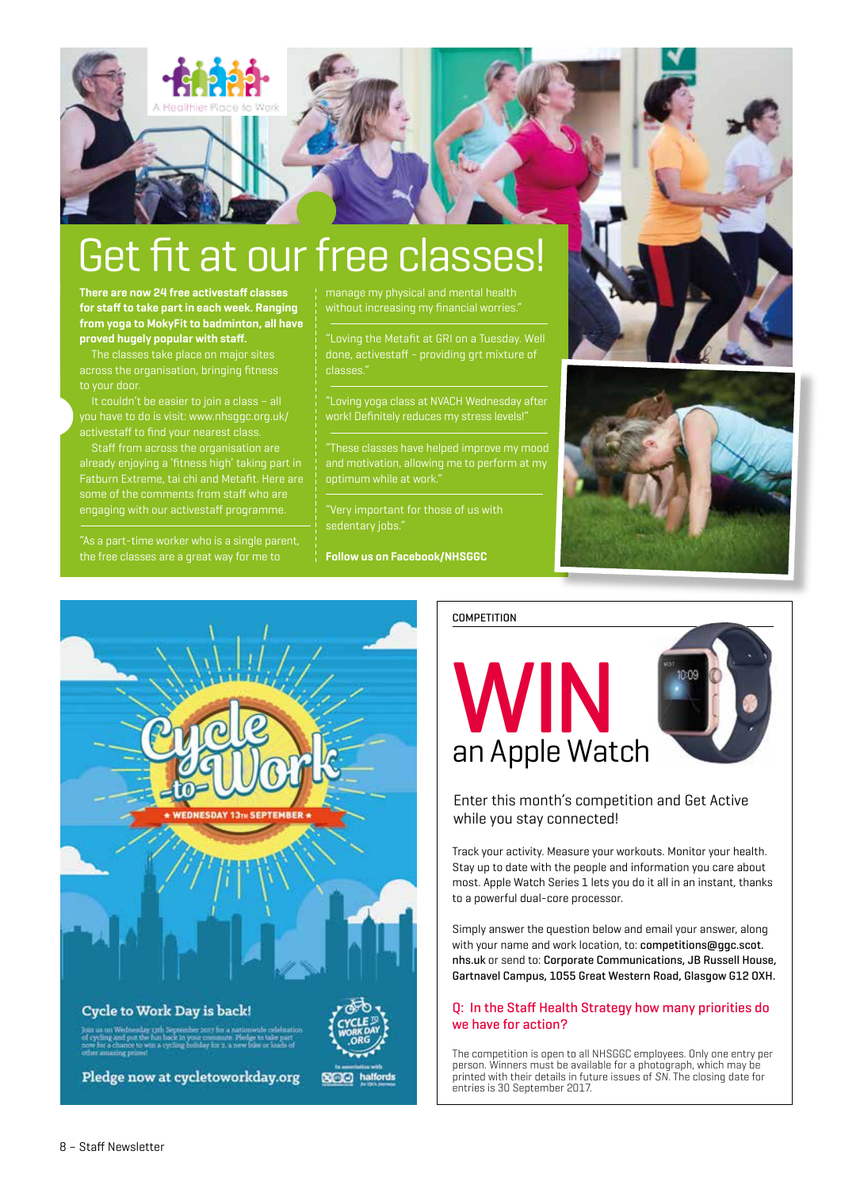A Healthier Place to Work

# Get fit at our free classes!

**There are now 24 free activestaff classes for staff to take part in each week. Ranging from yoga to MokyFit to badminton, all have proved hugely popular with staff.**

The classes take place on major sites across the organisation, bringing fitness to your door.

It couldn't be easier to join a class – all you have to do is visit: www.nhsggc.org.uk/activestaff to find your nearest class.

Staff from across the organisation are already enjoying a 'fitness high' taking part in Fatburn Extreme, tai chi and Metafit. Here are some of the comments from staff who are engaging with our activestaff programme.

"As a part-time worker who is a single parent, the free classes are a great way for me to manage my physical and mental health without increasing my financial worries."

"Loving the Metafit at GRI on a Tuesday. Well done, activestaff - providing grt mixture of classes."

"Loving yoga class at NVACH Wednesday after work! Definitely reduces my stress levels!"

"These classes have helped improve my mood and motivation, allowing me to perform at my optimum while at work."

"Very important for those of us with sedentary jobs."

**Follow us on Facebook/NHSGGC**

Cycle to Work

★ WEDNESDAY 13TH SEPTEMBER ★

## Cycle to Work Day is back!

Join us on Wednesday 13th September 2017 for a nationwide celebration of cycling and put the fun back in your commute. Pledge to take part now for a chance to win a cycling holiday for 2, a new bike or loads of other amazing prizes!

CYCLE TO WORK DAY .ORG

In association with halfords

**Pledge now at cycletoworkday.org**

COMPETITION

# WIN an Apple Watch

Enter this month's competition and Get Active while you stay connected!

Track your activity. Measure your workouts. Monitor your health. Stay up to date with the people and information you care about most. Apple Watch Series 1 lets you do it all in an instant, thanks to a powerful dual-core processor.

Simply answer the question below and email your answer, along with your name and work location, to: competitions@ggc.scot.nhs.uk or send to: Corporate Communications, JB Russell House, Gartnavel Campus, 1055 Great Western Road, Glasgow G12 0XH.

**Q: In the Staff Health Strategy how many priorities do we have for action?**

The competition is open to all NHSGGC employees. Only one entry per person. Winners must be available for a photograph, which may be printed with their details in future issues of *SN*. The closing date for entries is 30 September 2017.